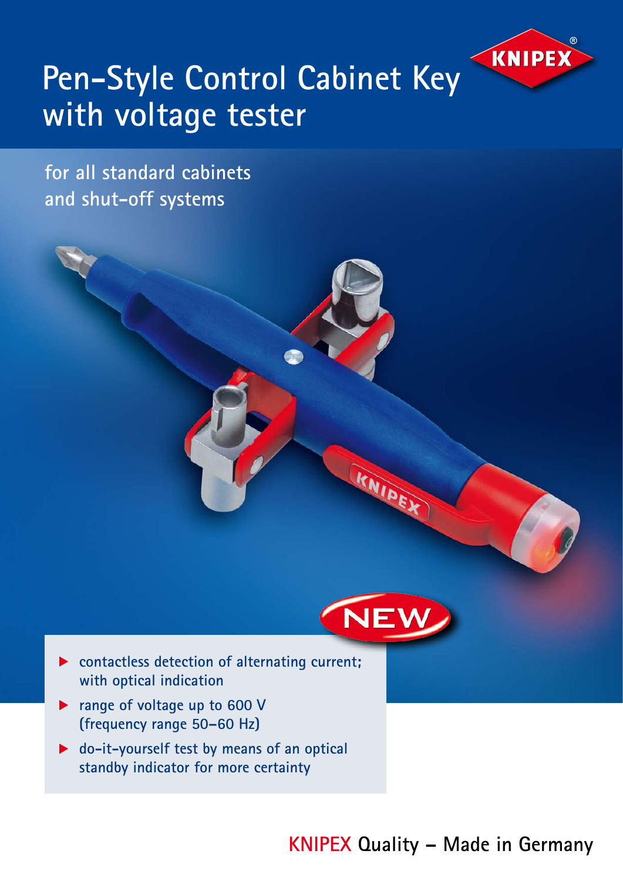# Pen-Style Control Cabinet Key with voltage tester

for all standard cabinets and shut-off systems

NEW

- contactless detection of alternating current; with optical indication
- range of voltage up to 600 V (frequency range 50–60 Hz)
- do-it-yourself test by means of an optical standby indicator for more certainty

**KNIPEX Quality – Made in Germany**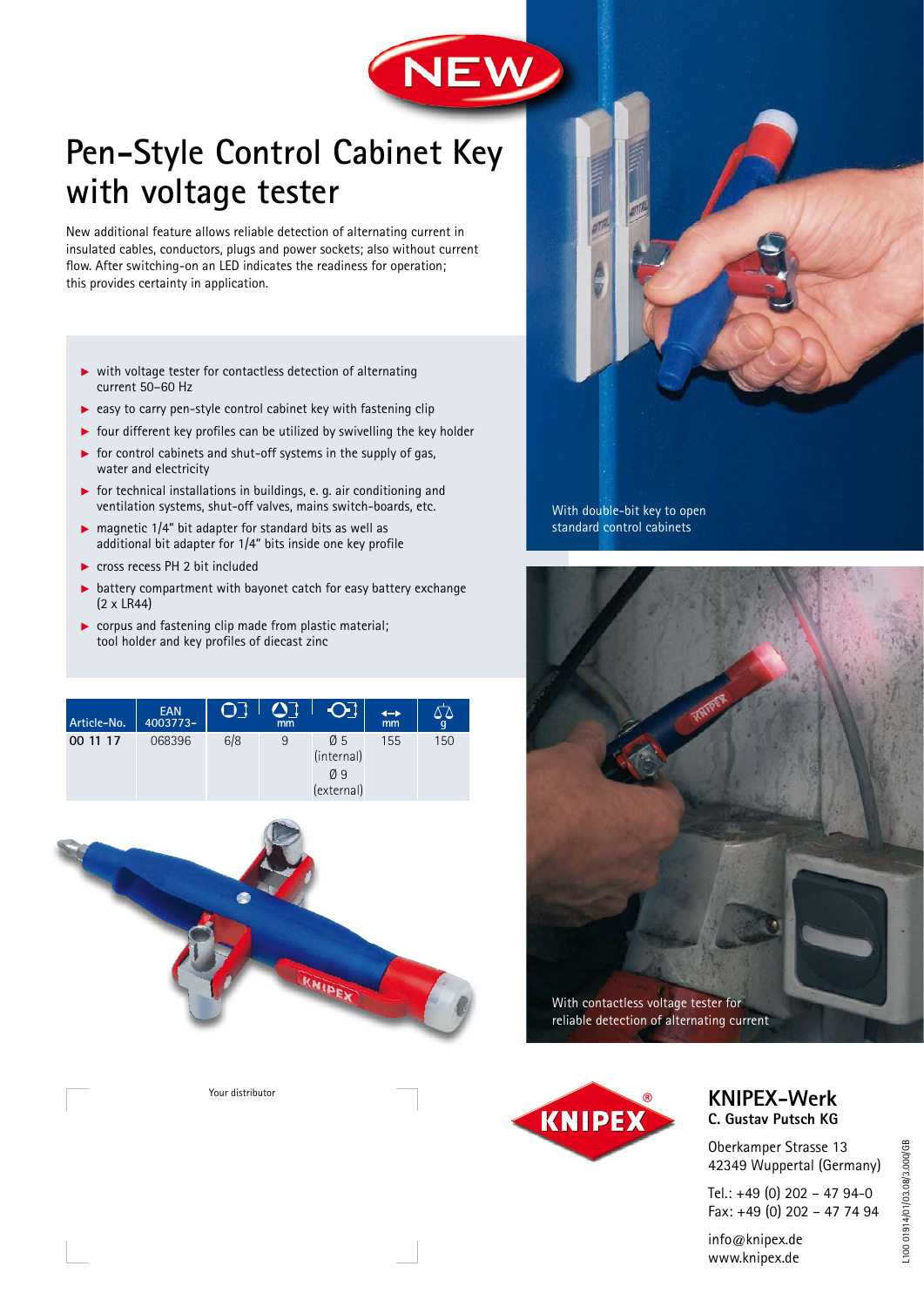NEW

# Pen-Style Control Cabinet Key with voltage tester

New additional feature allows reliable detection of alternating current in insulated cables, conductors, plugs and power sockets; also without current flow. After switching-on an LED indicates the readiness for operation; this provides certainty in application.

- with voltage tester for contactless detection of alternating current 50–60 Hz
- easy to carry pen-style control cabinet key with fastening clip
- four different key profiles can be utilized by swivelling the key holder
- for control cabinets and shut-off systems in the supply of gas, water and electricity
- for technical installations in buildings, e. g. air conditioning and ventilation systems, shut-off valves, mains switch-boards, etc.
- magnetic 1/4" bit adapter for standard bits as well as additional bit adapter for 1/4" bits inside one key profile
- cross recess PH 2 bit included
- battery compartment with bayonet catch for easy battery exchange (2 x LR44)
- corpus and fastening clip made from plastic material; tool holder and key profiles of diecast zinc

| Article-No. | EAN 4003773- | | mm | | mm | g |
|---|---|---|---|---|---|---|
| 00 11 17 | 068396 | 6/8 | 9 | Ø 5 (internal) Ø 9 (external) | 155 | 150 |

With double-bit key to open standard control cabinets

With contactless voltage tester for reliable detection of alternating current

Your distributor

**KNIPEX-Werk**
**C. Gustav Putsch KG**

Oberkamper Strasse 13
42349 Wuppertal (Germany)

Tel.: +49 (0) 202 – 47 94-0
Fax: +49 (0) 202 – 47 74 94

info@knipex.de
www.knipex.de

L100 01914/01/03.08/3.000/GB